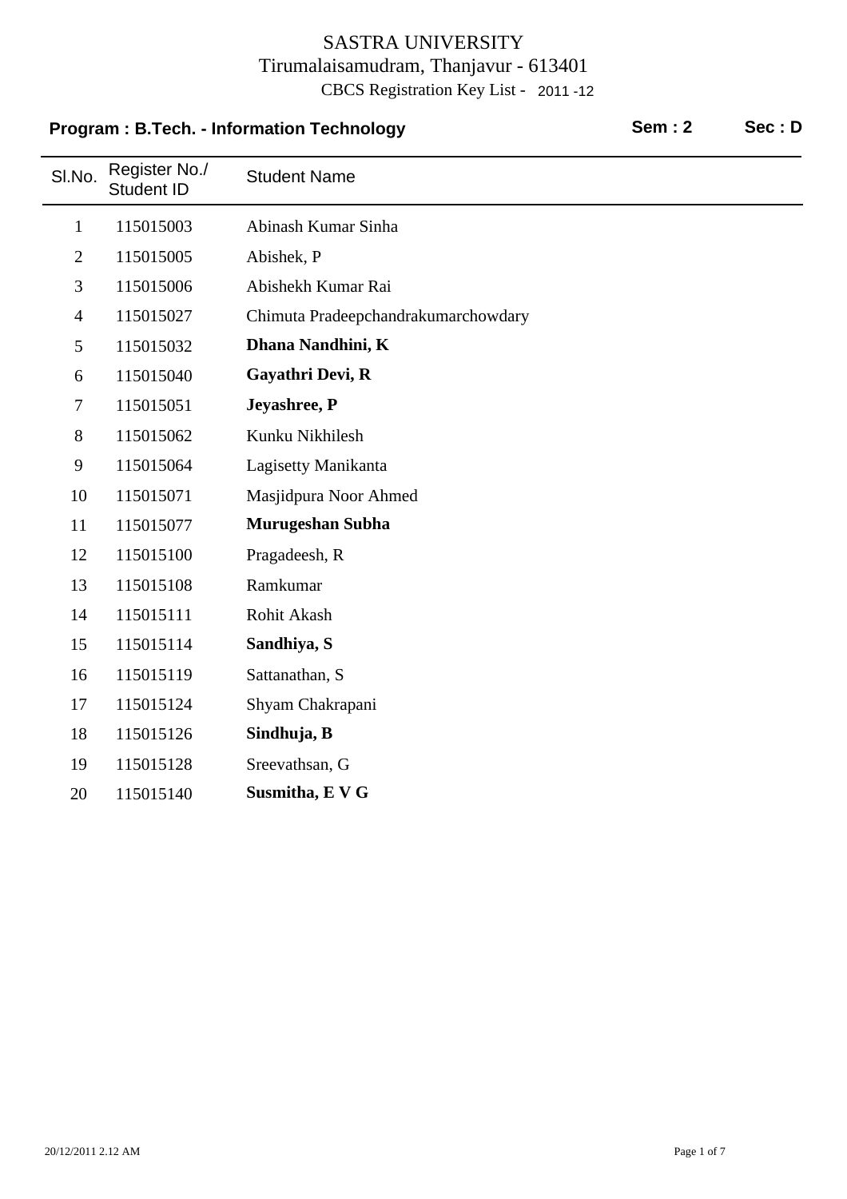# SASTRA UNIVERSITY

Tirumalaisamudram, Thanjavur - 613401

CBCS Registration Key List - 2011 -12

**Program : B.Tech. - Information Technology** **Sem : 2** **Sec : D**

| Sl.No. | Register No./ Student ID | Student Name |
|---|---|---|
| 1 | 115015003 | Abinash Kumar Sinha |
| 2 | 115015005 | Abishek, P |
| 3 | 115015006 | Abishekh Kumar Rai |
| 4 | 115015027 | Chimuta Pradeepchandrakumarchowdary |
| 5 | 115015032 | **Dhana Nandhini, K** |
| 6 | 115015040 | **Gayathri Devi, R** |
| 7 | 115015051 | **Jeyashree, P** |
| 8 | 115015062 | Kunku Nikhilesh |
| 9 | 115015064 | Lagisetty Manikanta |
| 10 | 115015071 | Masjidpura Noor Ahmed |
| 11 | 115015077 | **Murugeshan Subha** |
| 12 | 115015100 | Pragadeesh, R |
| 13 | 115015108 | Ramkumar |
| 14 | 115015111 | Rohit Akash |
| 15 | 115015114 | **Sandhiya, S** |
| 16 | 115015119 | Sattanathan, S |
| 17 | 115015124 | Shyam Chakrapani |
| 18 | 115015126 | **Sindhuja, B** |
| 19 | 115015128 | Sreevathsan, G |
| 20 | 115015140 | **Susmitha, E V G** |

20/12/2011 2.12 AM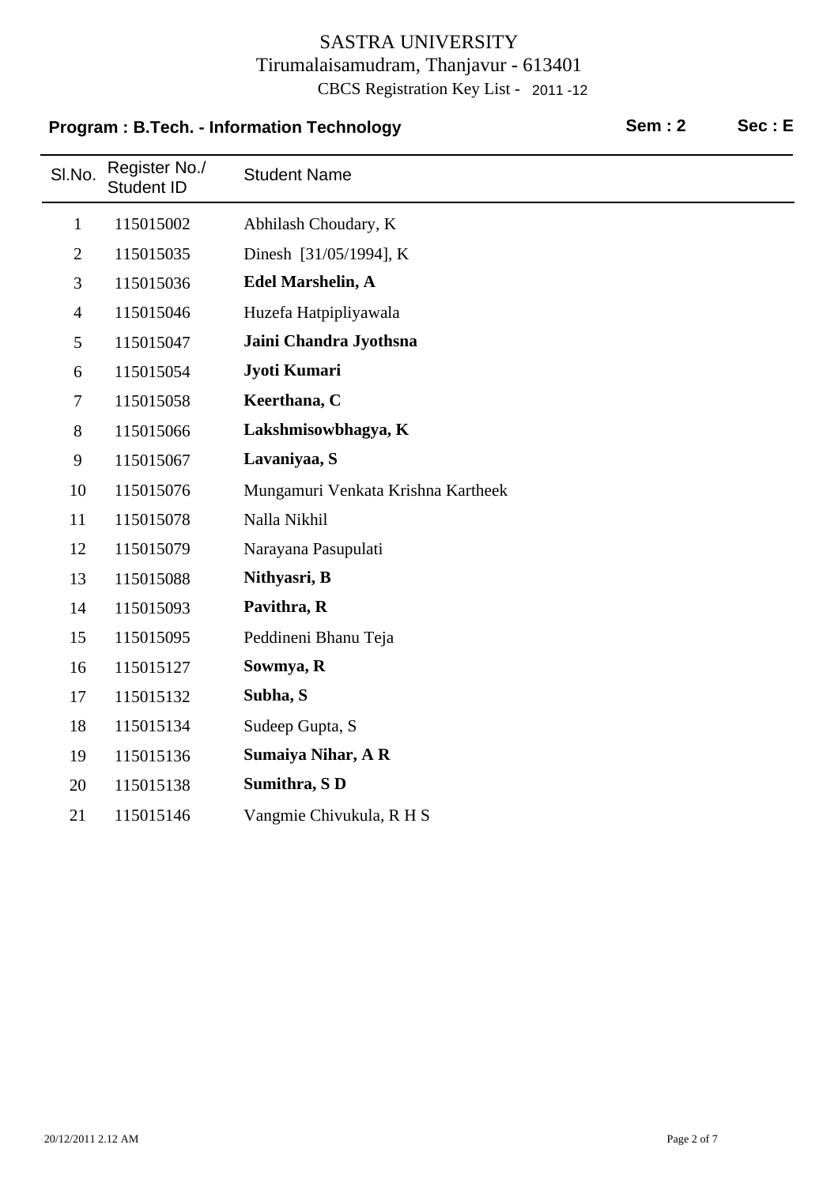# SASTRA UNIVERSITY

Tirumalaisamudram, Thanjavur - 613401

CBCS Registration Key List - 2011 -12

**Program : B.Tech. - Information Technology** **Sem : 2** **Sec : E**

| Sl.No. | Register No./ Student ID | Student Name |
|---|---|---|
| 1 | 115015002 | Abhilash Choudary, K |
| 2 | 115015035 | Dinesh [31/05/1994], K |
| 3 | 115015036 | **Edel Marshelin, A** |
| 4 | 115015046 | Huzefa Hatpipliyawala |
| 5 | 115015047 | **Jaini Chandra Jyothsna** |
| 6 | 115015054 | **Jyoti Kumari** |
| 7 | 115015058 | **Keerthana, C** |
| 8 | 115015066 | **Lakshmisowbhagya, K** |
| 9 | 115015067 | **Lavaniyaa, S** |
| 10 | 115015076 | Mungamuri Venkata Krishna Kartheek |
| 11 | 115015078 | Nalla Nikhil |
| 12 | 115015079 | Narayana Pasupulati |
| 13 | 115015088 | **Nithyasri, B** |
| 14 | 115015093 | **Pavithra, R** |
| 15 | 115015095 | Peddineni Bhanu Teja |
| 16 | 115015127 | **Sowmya, R** |
| 17 | 115015132 | **Subha, S** |
| 18 | 115015134 | Sudeep Gupta, S |
| 19 | 115015136 | **Sumaiya Nihar, A R** |
| 20 | 115015138 | **Sumithra, S D** |
| 21 | 115015146 | Vangmie Chivukula, R H S |

20/12/2011 2.12 AM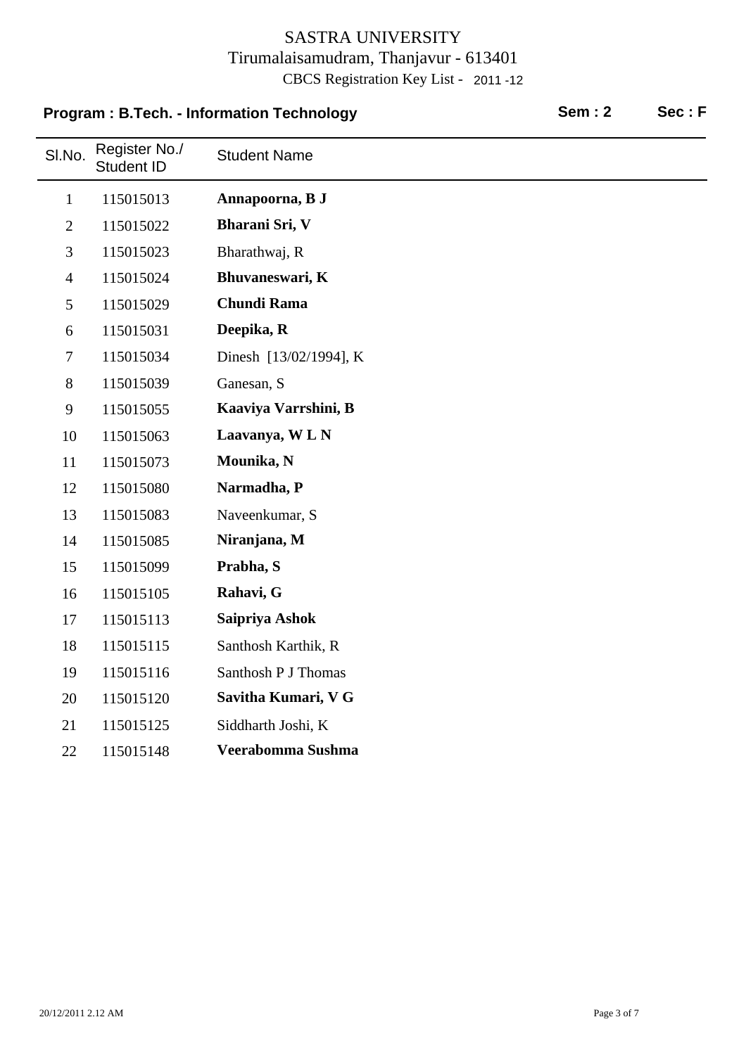# SASTRA UNIVERSITY

Tirumalaisamudram, Thanjavur - 613401

CBCS Registration Key List - 2011 -12

**Program : B.Tech. - Information Technology** **Sem : 2** **Sec : F**

| Sl.No. | Register No./ Student ID | Student Name |
|---|---|---|
| 1 | 115015013 | **Annapoorna, B J** |
| 2 | 115015022 | **Bharani Sri, V** |
| 3 | 115015023 | Bharathwaj, R |
| 4 | 115015024 | **Bhuvaneswari, K** |
| 5 | 115015029 | **Chundi Rama** |
| 6 | 115015031 | **Deepika, R** |
| 7 | 115015034 | Dinesh [13/02/1994], K |
| 8 | 115015039 | Ganesan, S |
| 9 | 115015055 | **Kaaviya Varrshini, B** |
| 10 | 115015063 | **Laavanya, W L N** |
| 11 | 115015073 | **Mounika, N** |
| 12 | 115015080 | **Narmadha, P** |
| 13 | 115015083 | Naveenkumar, S |
| 14 | 115015085 | **Niranjana, M** |
| 15 | 115015099 | **Prabha, S** |
| 16 | 115015105 | **Rahavi, G** |
| 17 | 115015113 | **Saipriya Ashok** |
| 18 | 115015115 | Santhosh Karthik, R |
| 19 | 115015116 | Santhosh P J Thomas |
| 20 | 115015120 | **Savitha Kumari, V G** |
| 21 | 115015125 | Siddharth Joshi, K |
| 22 | 115015148 | **Veerabomma Sushma** |

20/12/2011 2.12 AM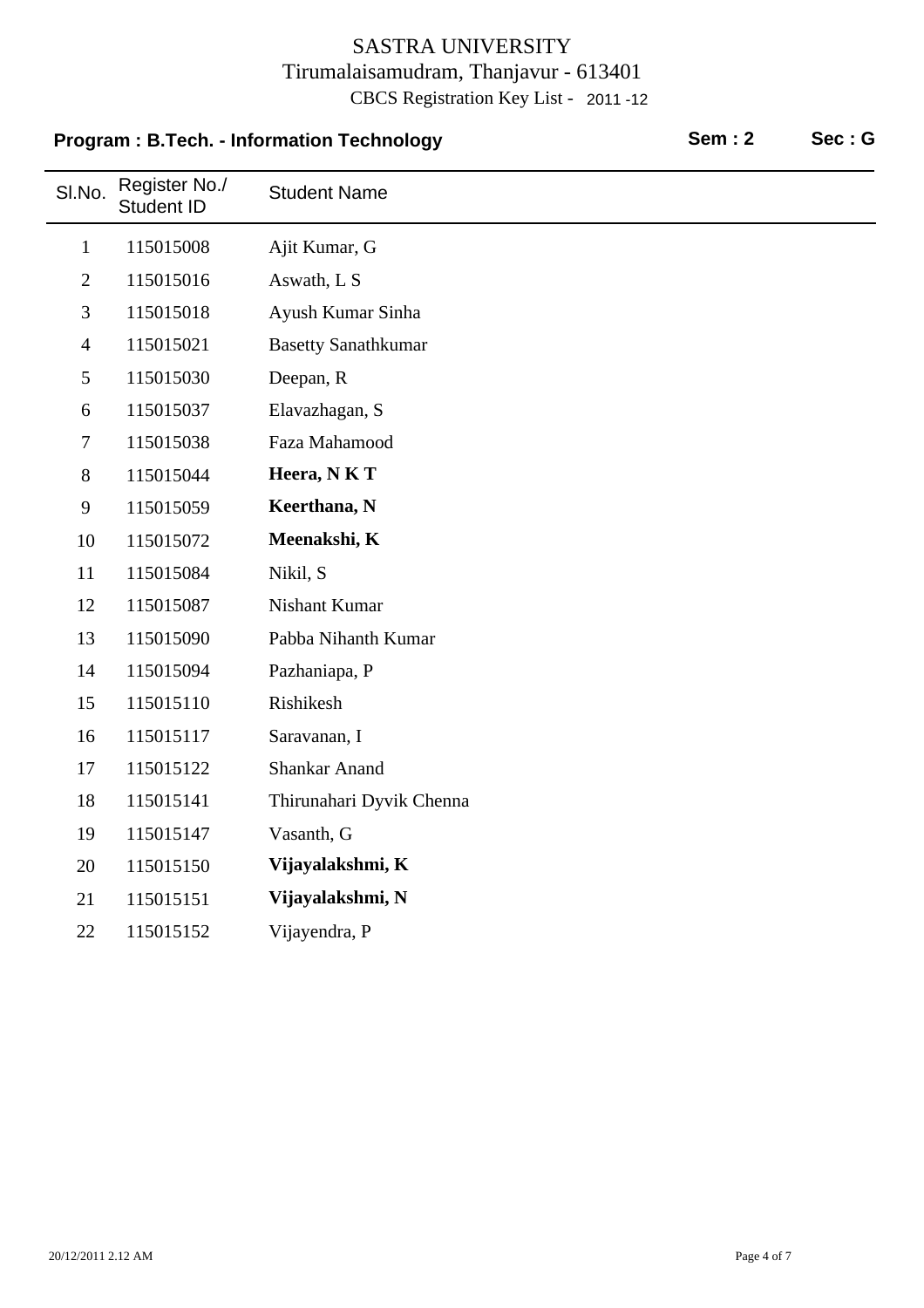# SASTRA UNIVERSITY

Tirumalaisamudram, Thanjavur - 613401

CBCS Registration Key List - 2011 -12

**Program : B.Tech. - Information Technology** **Sem : 2** **Sec : G**

| Sl.No. | Register No./ Student ID | Student Name |
|---|---|---|
| 1 | 115015008 | Ajit Kumar, G |
| 2 | 115015016 | Aswath, L S |
| 3 | 115015018 | Ayush Kumar Sinha |
| 4 | 115015021 | Basetty Sanathkumar |
| 5 | 115015030 | Deepan, R |
| 6 | 115015037 | Elavazhagan, S |
| 7 | 115015038 | Faza Mahamood |
| 8 | 115015044 | **Heera, N K T** |
| 9 | 115015059 | **Keerthana, N** |
| 10 | 115015072 | **Meenakshi, K** |
| 11 | 115015084 | Nikil, S |
| 12 | 115015087 | Nishant Kumar |
| 13 | 115015090 | Pabba Nihanth Kumar |
| 14 | 115015094 | Pazhaniapa, P |
| 15 | 115015110 | Rishikesh |
| 16 | 115015117 | Saravanan, I |
| 17 | 115015122 | Shankar Anand |
| 18 | 115015141 | Thirunahari Dyvik Chenna |
| 19 | 115015147 | Vasanth, G |
| 20 | 115015150 | **Vijayalakshmi, K** |
| 21 | 115015151 | **Vijayalakshmi, N** |
| 22 | 115015152 | Vijayendra, P |

20/12/2011 2.12 AM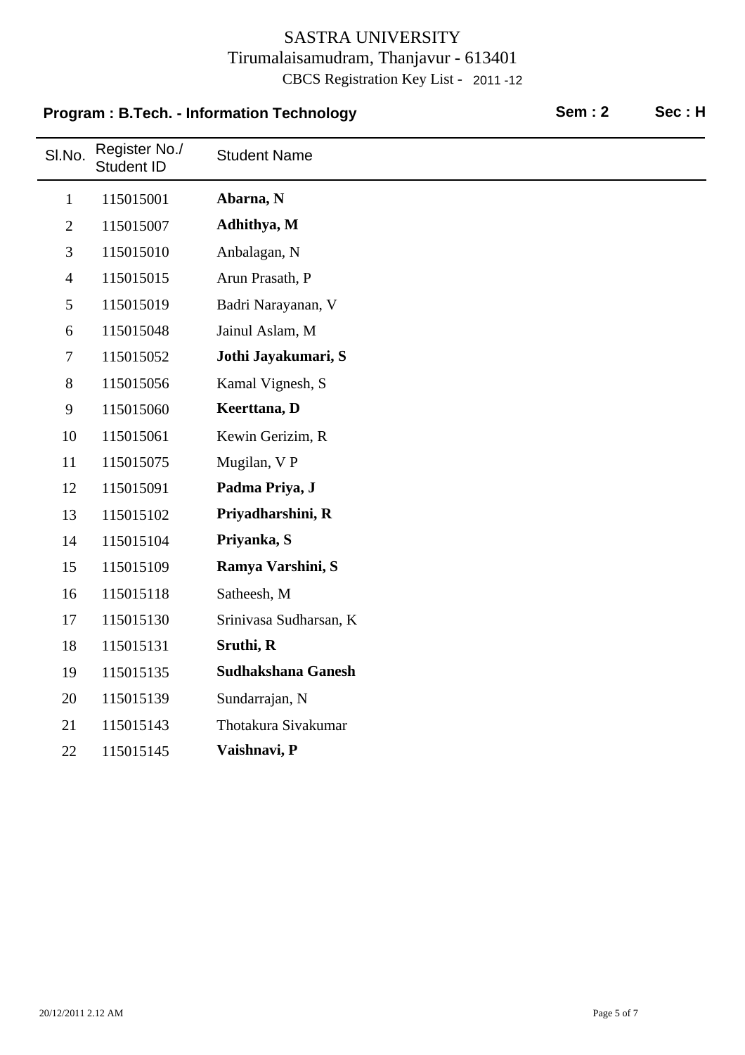# SASTRA UNIVERSITY

Tirumalaisamudram, Thanjavur - 613401

CBCS Registration Key List - 2011 -12

**Program : B.Tech. - Information Technology** **Sem : 2** **Sec : H**

| Sl.No. | Register No./ Student ID | Student Name |
|---|---|---|
| 1 | 115015001 | **Abarna, N** |
| 2 | 115015007 | **Adhithya, M** |
| 3 | 115015010 | Anbalagan, N |
| 4 | 115015015 | Arun Prasath, P |
| 5 | 115015019 | Badri Narayanan, V |
| 6 | 115015048 | Jainul Aslam, M |
| 7 | 115015052 | **Jothi Jayakumari, S** |
| 8 | 115015056 | Kamal Vignesh, S |
| 9 | 115015060 | **Keerttana, D** |
| 10 | 115015061 | Kewin Gerizim, R |
| 11 | 115015075 | Mugilan, V P |
| 12 | 115015091 | **Padma Priya, J** |
| 13 | 115015102 | **Priyadharshini, R** |
| 14 | 115015104 | **Priyanka, S** |
| 15 | 115015109 | **Ramya Varshini, S** |
| 16 | 115015118 | Satheesh, M |
| 17 | 115015130 | Srinivasa Sudharsan, K |
| 18 | 115015131 | **Sruthi, R** |
| 19 | 115015135 | **Sudhakshana Ganesh** |
| 20 | 115015139 | Sundarrajan, N |
| 21 | 115015143 | Thotakura Sivakumar |
| 22 | 115015145 | **Vaishnavi, P** |

20/12/2011 2.12 AM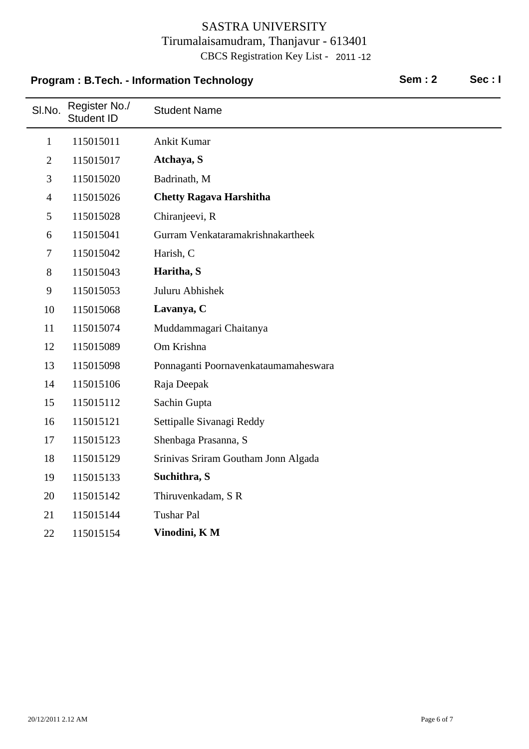# SASTRA UNIVERSITY

Tirumalaisamudram, Thanjavur - 613401

CBCS Registration Key List - 2011 -12

**Program : B.Tech. - Information Technology** **Sem : 2** **Sec : I**

| Sl.No. | Register No./ Student ID | Student Name |
|---|---|---|
| 1 | 115015011 | Ankit Kumar |
| 2 | 115015017 | **Atchaya, S** |
| 3 | 115015020 | Badrinath, M |
| 4 | 115015026 | **Chetty Ragava Harshitha** |
| 5 | 115015028 | Chiranjeevi, R |
| 6 | 115015041 | Gurram Venkataramakrishnakartheek |
| 7 | 115015042 | Harish, C |
| 8 | 115015043 | **Haritha, S** |
| 9 | 115015053 | Juluru Abhishek |
| 10 | 115015068 | **Lavanya, C** |
| 11 | 115015074 | Muddammagari Chaitanya |
| 12 | 115015089 | Om Krishna |
| 13 | 115015098 | Ponnaganti Poornavenkataumamaheswara |
| 14 | 115015106 | Raja Deepak |
| 15 | 115015112 | Sachin Gupta |
| 16 | 115015121 | Settipalle Sivanagi Reddy |
| 17 | 115015123 | Shenbaga Prasanna, S |
| 18 | 115015129 | Srinivas Sriram Goutham Jonn Algada |
| 19 | 115015133 | **Suchithra, S** |
| 20 | 115015142 | Thiruvenkadam, S R |
| 21 | 115015144 | Tushar Pal |
| 22 | 115015154 | **Vinodini, K M** |

20/12/2011 2.12 AM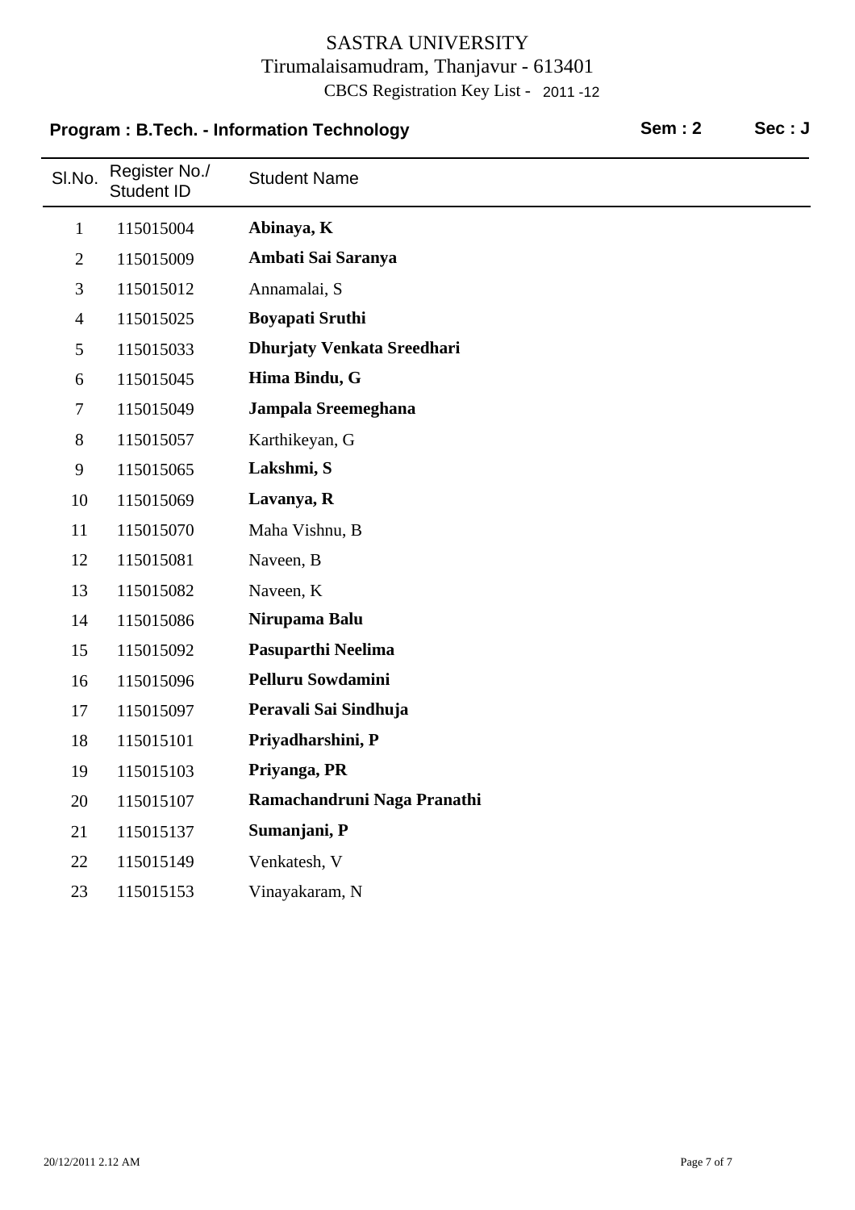# SASTRA UNIVERSITY

Tirumalaisamudram, Thanjavur - 613401

CBCS Registration Key List - 2011 -12

**Program : B.Tech. - Information Technology** **Sem : 2** **Sec : J**

| Sl.No. | Register No./ Student ID | Student Name |
|---|---|---|
| 1 | 115015004 | **Abinaya, K** |
| 2 | 115015009 | **Ambati Sai Saranya** |
| 3 | 115015012 | Annamalai, S |
| 4 | 115015025 | **Boyapati Sruthi** |
| 5 | 115015033 | **Dhurjaty Venkata Sreedhari** |
| 6 | 115015045 | **Hima Bindu, G** |
| 7 | 115015049 | **Jampala Sreemeghana** |
| 8 | 115015057 | Karthikeyan, G |
| 9 | 115015065 | **Lakshmi, S** |
| 10 | 115015069 | **Lavanya, R** |
| 11 | 115015070 | Maha Vishnu, B |
| 12 | 115015081 | Naveen, B |
| 13 | 115015082 | Naveen, K |
| 14 | 115015086 | **Nirupama Balu** |
| 15 | 115015092 | **Pasuparthi Neelima** |
| 16 | 115015096 | **Pelluru Sowdamini** |
| 17 | 115015097 | **Peravali Sai Sindhuja** |
| 18 | 115015101 | **Priyadharshini, P** |
| 19 | 115015103 | **Priyanga, PR** |
| 20 | 115015107 | **Ramachandruni Naga Pranathi** |
| 21 | 115015137 | **Sumanjani, P** |
| 22 | 115015149 | Venkatesh, V |
| 23 | 115015153 | Vinayakaram, N |

20/12/2011 2.12 AM